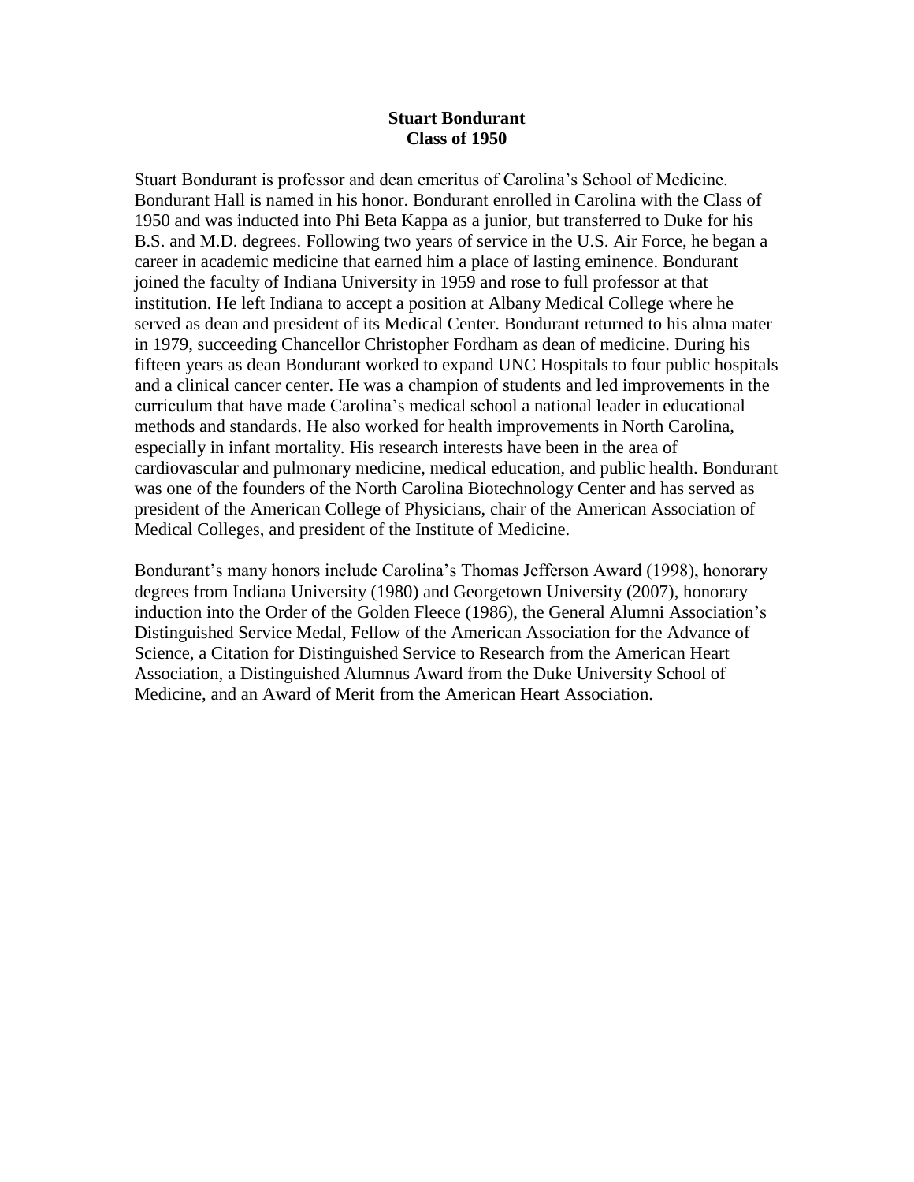**Stuart Bondurant**
**Class of 1950**

Stuart Bondurant is professor and dean emeritus of Carolina's School of Medicine. Bondurant Hall is named in his honor. Bondurant enrolled in Carolina with the Class of 1950 and was inducted into Phi Beta Kappa as a junior, but transferred to Duke for his B.S. and M.D. degrees. Following two years of service in the U.S. Air Force, he began a career in academic medicine that earned him a place of lasting eminence. Bondurant joined the faculty of Indiana University in 1959 and rose to full professor at that institution. He left Indiana to accept a position at Albany Medical College where he served as dean and president of its Medical Center. Bondurant returned to his alma mater in 1979, succeeding Chancellor Christopher Fordham as dean of medicine. During his fifteen years as dean Bondurant worked to expand UNC Hospitals to four public hospitals and a clinical cancer center. He was a champion of students and led improvements in the curriculum that have made Carolina's medical school a national leader in educational methods and standards. He also worked for health improvements in North Carolina, especially in infant mortality. His research interests have been in the area of cardiovascular and pulmonary medicine, medical education, and public health. Bondurant was one of the founders of the North Carolina Biotechnology Center and has served as president of the American College of Physicians, chair of the American Association of Medical Colleges, and president of the Institute of Medicine.

Bondurant's many honors include Carolina's Thomas Jefferson Award (1998), honorary degrees from Indiana University (1980) and Georgetown University (2007), honorary induction into the Order of the Golden Fleece (1986), the General Alumni Association's Distinguished Service Medal, Fellow of the American Association for the Advance of Science, a Citation for Distinguished Service to Research from the American Heart Association, a Distinguished Alumnus Award from the Duke University School of Medicine, and an Award of Merit from the American Heart Association.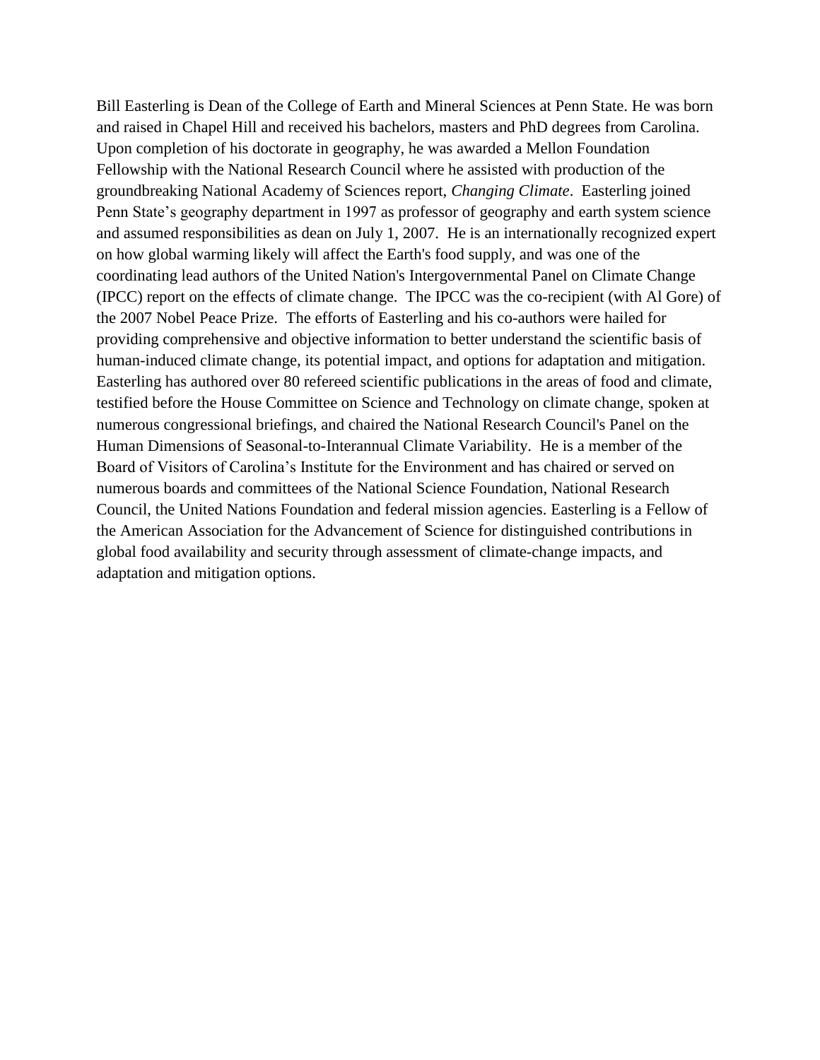Bill Easterling is Dean of the College of Earth and Mineral Sciences at Penn State. He was born and raised in Chapel Hill and received his bachelors, masters and PhD degrees from Carolina. Upon completion of his doctorate in geography, he was awarded a Mellon Foundation Fellowship with the National Research Council where he assisted with production of the groundbreaking National Academy of Sciences report, *Changing Climate*. Easterling joined Penn State's geography department in 1997 as professor of geography and earth system science and assumed responsibilities as dean on July 1, 2007. He is an internationally recognized expert on how global warming likely will affect the Earth's food supply, and was one of the coordinating lead authors of the United Nation's Intergovernmental Panel on Climate Change (IPCC) report on the effects of climate change. The IPCC was the co-recipient (with Al Gore) of the 2007 Nobel Peace Prize. The efforts of Easterling and his co-authors were hailed for providing comprehensive and objective information to better understand the scientific basis of human-induced climate change, its potential impact, and options for adaptation and mitigation. Easterling has authored over 80 refereed scientific publications in the areas of food and climate, testified before the House Committee on Science and Technology on climate change, spoken at numerous congressional briefings, and chaired the National Research Council's Panel on the Human Dimensions of Seasonal-to-Interannual Climate Variability. He is a member of the Board of Visitors of Carolina's Institute for the Environment and has chaired or served on numerous boards and committees of the National Science Foundation, National Research Council, the United Nations Foundation and federal mission agencies. Easterling is a Fellow of the American Association for the Advancement of Science for distinguished contributions in global food availability and security through assessment of climate-change impacts, and adaptation and mitigation options.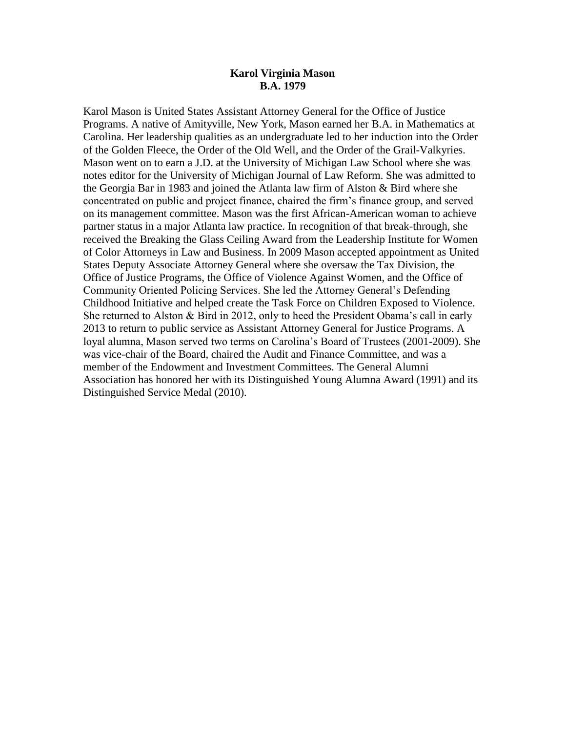**Karol Virginia Mason**
**B.A. 1979**

Karol Mason is United States Assistant Attorney General for the Office of Justice Programs. A native of Amityville, New York, Mason earned her B.A. in Mathematics at Carolina. Her leadership qualities as an undergraduate led to her induction into the Order of the Golden Fleece, the Order of the Old Well, and the Order of the Grail-Valkyries. Mason went on to earn a J.D. at the University of Michigan Law School where she was notes editor for the University of Michigan Journal of Law Reform. She was admitted to the Georgia Bar in 1983 and joined the Atlanta law firm of Alston & Bird where she concentrated on public and project finance, chaired the firm's finance group, and served on its management committee. Mason was the first African-American woman to achieve partner status in a major Atlanta law practice. In recognition of that break-through, she received the Breaking the Glass Ceiling Award from the Leadership Institute for Women of Color Attorneys in Law and Business. In 2009 Mason accepted appointment as United States Deputy Associate Attorney General where she oversaw the Tax Division, the Office of Justice Programs, the Office of Violence Against Women, and the Office of Community Oriented Policing Services. She led the Attorney General's Defending Childhood Initiative and helped create the Task Force on Children Exposed to Violence. She returned to Alston & Bird in 2012, only to heed the President Obama's call in early 2013 to return to public service as Assistant Attorney General for Justice Programs. A loyal alumna, Mason served two terms on Carolina's Board of Trustees (2001-2009). She was vice-chair of the Board, chaired the Audit and Finance Committee, and was a member of the Endowment and Investment Committees. The General Alumni Association has honored her with its Distinguished Young Alumna Award (1991) and its Distinguished Service Medal (2010).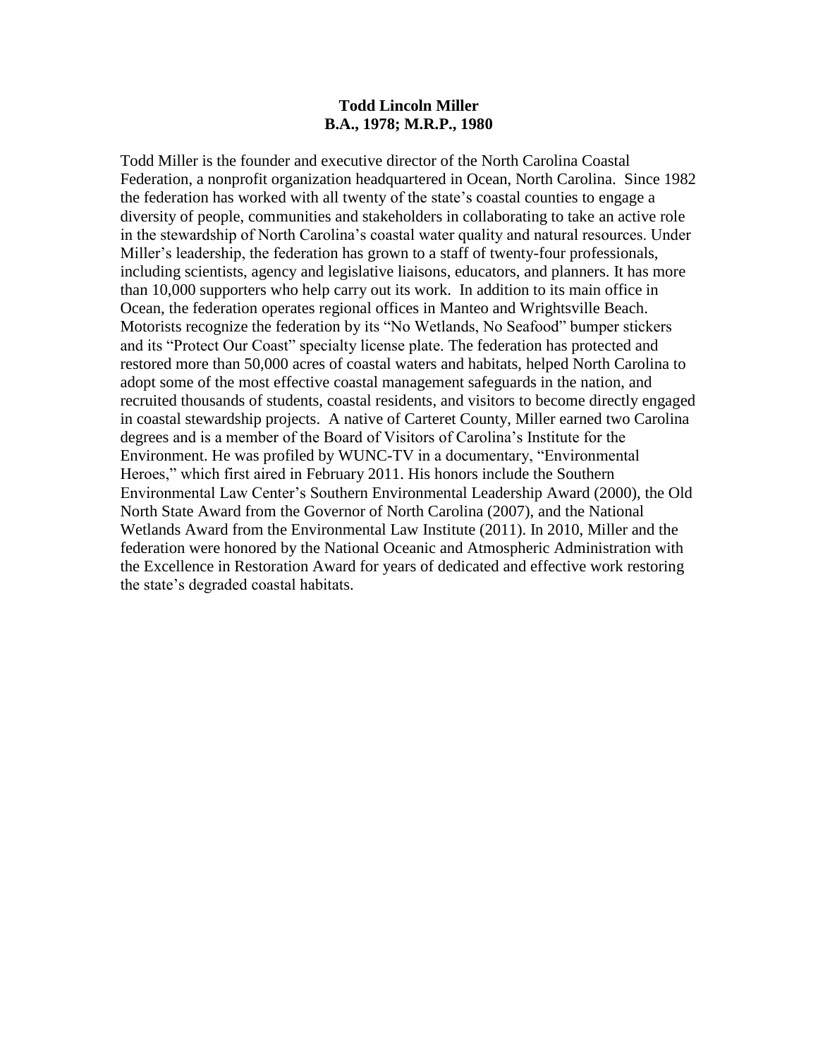**Todd Lincoln Miller**
**B.A., 1978; M.R.P., 1980**

Todd Miller is the founder and executive director of the North Carolina Coastal Federation, a nonprofit organization headquartered in Ocean, North Carolina. Since 1982 the federation has worked with all twenty of the state's coastal counties to engage a diversity of people, communities and stakeholders in collaborating to take an active role in the stewardship of North Carolina's coastal water quality and natural resources. Under Miller's leadership, the federation has grown to a staff of twenty-four professionals, including scientists, agency and legislative liaisons, educators, and planners. It has more than 10,000 supporters who help carry out its work. In addition to its main office in Ocean, the federation operates regional offices in Manteo and Wrightsville Beach. Motorists recognize the federation by its "No Wetlands, No Seafood" bumper stickers and its "Protect Our Coast" specialty license plate. The federation has protected and restored more than 50,000 acres of coastal waters and habitats, helped North Carolina to adopt some of the most effective coastal management safeguards in the nation, and recruited thousands of students, coastal residents, and visitors to become directly engaged in coastal stewardship projects. A native of Carteret County, Miller earned two Carolina degrees and is a member of the Board of Visitors of Carolina's Institute for the Environment. He was profiled by WUNC-TV in a documentary, "Environmental Heroes," which first aired in February 2011. His honors include the Southern Environmental Law Center's Southern Environmental Leadership Award (2000), the Old North State Award from the Governor of North Carolina (2007), and the National Wetlands Award from the Environmental Law Institute (2011). In 2010, Miller and the federation were honored by the National Oceanic and Atmospheric Administration with the Excellence in Restoration Award for years of dedicated and effective work restoring the state's degraded coastal habitats.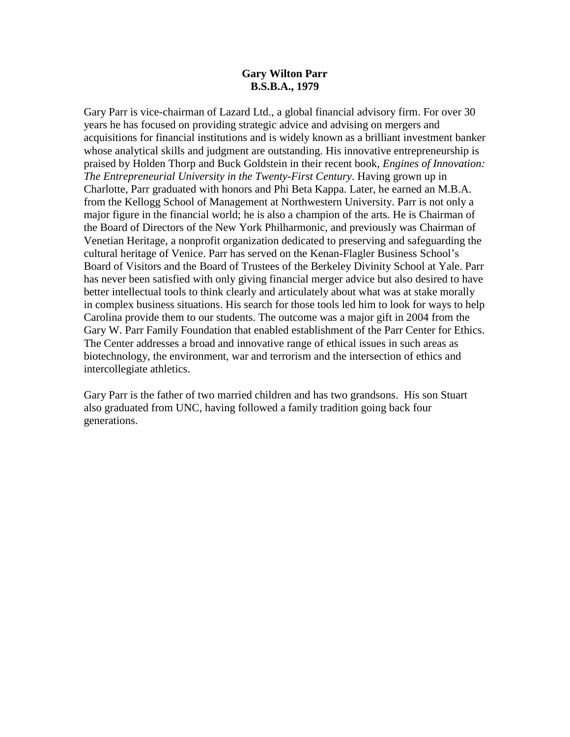**Gary Wilton Parr**
**B.S.B.A., 1979**

Gary Parr is vice-chairman of Lazard Ltd., a global financial advisory firm. For over 30 years he has focused on providing strategic advice and advising on mergers and acquisitions for financial institutions and is widely known as a brilliant investment banker whose analytical skills and judgment are outstanding. His innovative entrepreneurship is praised by Holden Thorp and Buck Goldstein in their recent book, *Engines of Innovation: The Entrepreneurial University in the Twenty-First Century*. Having grown up in Charlotte, Parr graduated with honors and Phi Beta Kappa. Later, he earned an M.B.A. from the Kellogg School of Management at Northwestern University. Parr is not only a major figure in the financial world; he is also a champion of the arts. He is Chairman of the Board of Directors of the New York Philharmonic, and previously was Chairman of Venetian Heritage, a nonprofit organization dedicated to preserving and safeguarding the cultural heritage of Venice. Parr has served on the Kenan-Flagler Business School's Board of Visitors and the Board of Trustees of the Berkeley Divinity School at Yale. Parr has never been satisfied with only giving financial merger advice but also desired to have better intellectual tools to think clearly and articulately about what was at stake morally in complex business situations. His search for those tools led him to look for ways to help Carolina provide them to our students. The outcome was a major gift in 2004 from the Gary W. Parr Family Foundation that enabled establishment of the Parr Center for Ethics. The Center addresses a broad and innovative range of ethical issues in such areas as biotechnology, the environment, war and terrorism and the intersection of ethics and intercollegiate athletics.

Gary Parr is the father of two married children and has two grandsons. His son Stuart also graduated from UNC, having followed a family tradition going back four generations.